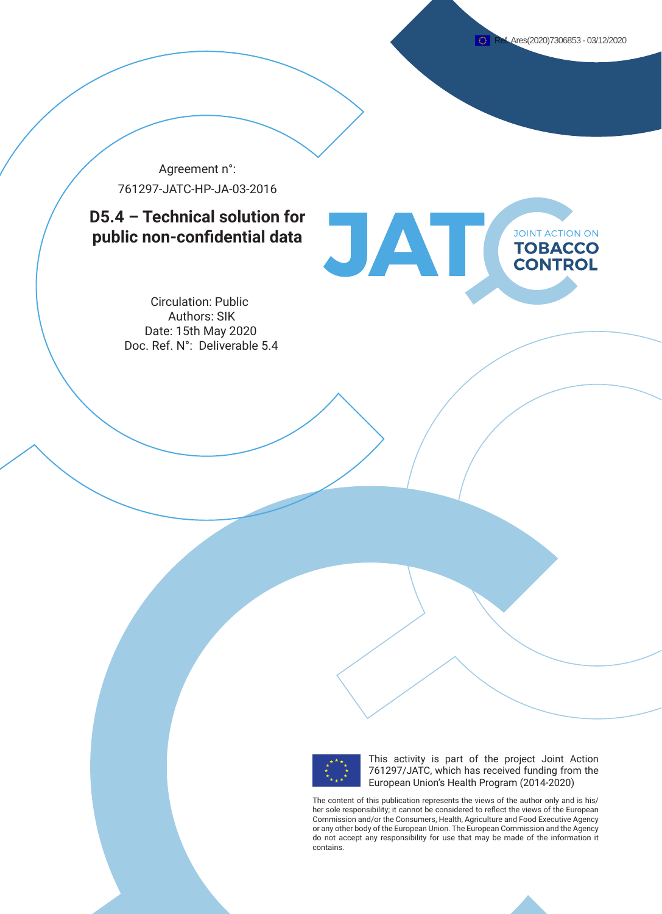Ref. Ares(2020)7306853 - 03/12/2020

Agreement n°:

761297-JATC-HP-JA-03-2016

# D5.4 – Technical solution for public non-confidential data

JATC JOINT ACTION ON TOBACCO CONTROL

Circulation: Public
Authors: SIK
Date: 15th May 2020
Doc. Ref. N°: Deliverable 5.4

This activity is part of the project Joint Action 761297/JATC, which has received funding from the European Union's Health Program (2014-2020)

The content of this publication represents the views of the author only and is his/her sole responsibility; it cannot be considered to reflect the views of the European Commission and/or the Consumers, Health, Agriculture and Food Executive Agency or any other body of the European Union. The European Commission and the Agency do not accept any responsibility for use that may be made of the information it contains.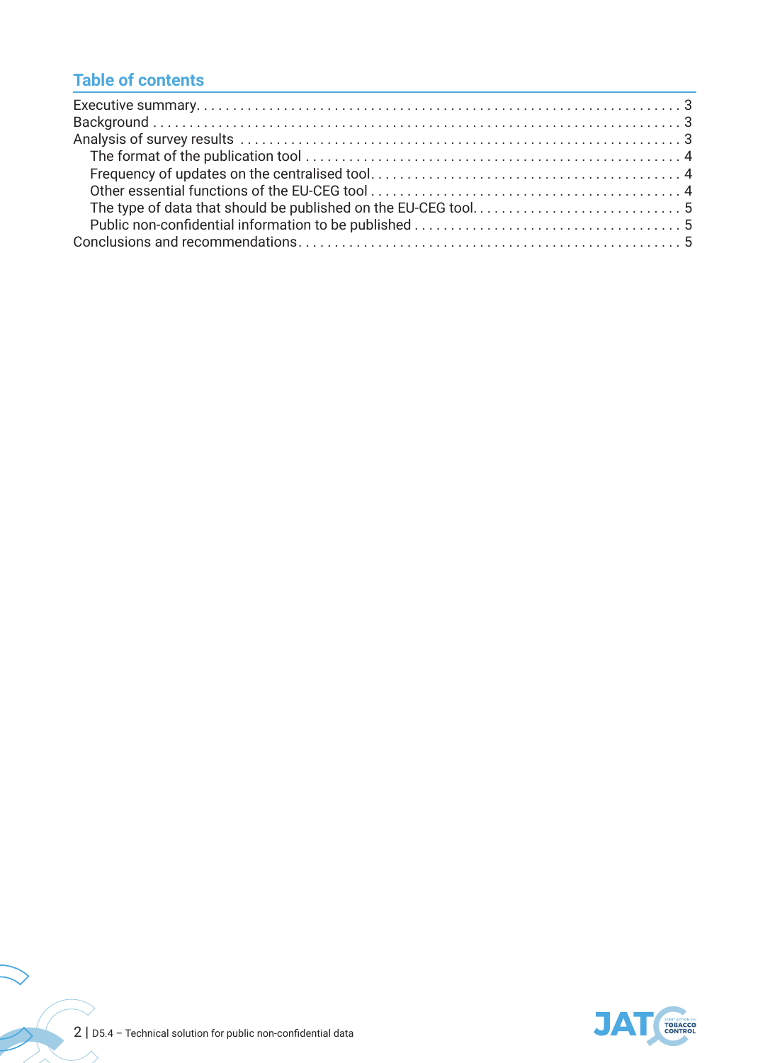## Table of contents

- Executive summary . . . 3
- Background . . . 3
- Analysis of survey results . . . 3
  - The format of the publication tool . . . 4
  - Frequency of updates on the centralised tool . . . 4
  - Other essential functions of the EU-CEG tool . . . 4
  - The type of data that should be published on the EU-CEG tool . . . 5
  - Public non-confidential information to be published . . . 5
- Conclusions and recommendations . . . 5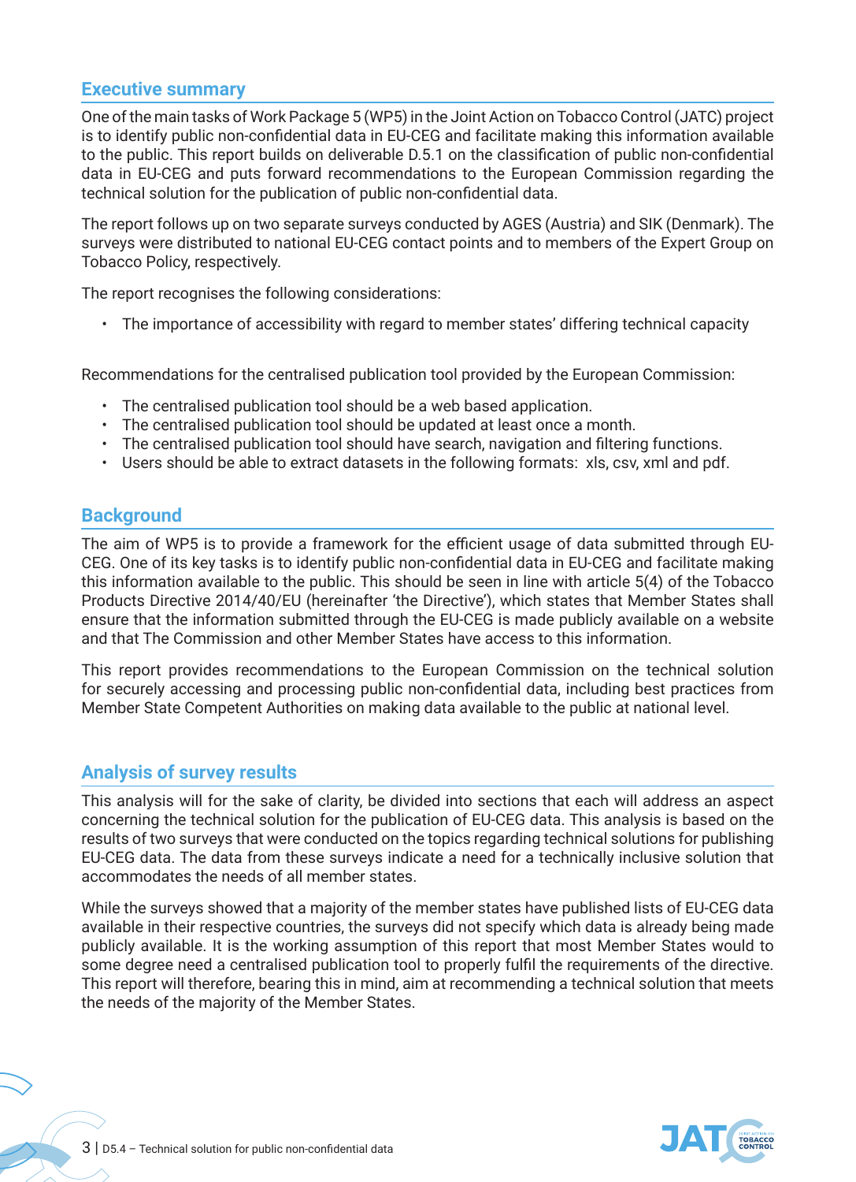## Executive summary

One of the main tasks of Work Package 5 (WP5) in the Joint Action on Tobacco Control (JATC) project is to identify public non-confidential data in EU-CEG and facilitate making this information available to the public. This report builds on deliverable D.5.1 on the classification of public non-confidential data in EU-CEG and puts forward recommendations to the European Commission regarding the technical solution for the publication of public non-confidential data.

The report follows up on two separate surveys conducted by AGES (Austria) and SIK (Denmark). The surveys were distributed to national EU-CEG contact points and to members of the Expert Group on Tobacco Policy, respectively.

The report recognises the following considerations:

- The importance of accessibility with regard to member states' differing technical capacity

Recommendations for the centralised publication tool provided by the European Commission:

- The centralised publication tool should be a web based application.
- The centralised publication tool should be updated at least once a month.
- The centralised publication tool should have search, navigation and filtering functions.
- Users should be able to extract datasets in the following formats: xls, csv, xml and pdf.

## Background

The aim of WP5 is to provide a framework for the efficient usage of data submitted through EU-CEG. One of its key tasks is to identify public non-confidential data in EU-CEG and facilitate making this information available to the public. This should be seen in line with article 5(4) of the Tobacco Products Directive 2014/40/EU (hereinafter 'the Directive'), which states that Member States shall ensure that the information submitted through the EU-CEG is made publicly available on a website and that The Commission and other Member States have access to this information.

This report provides recommendations to the European Commission on the technical solution for securely accessing and processing public non-confidential data, including best practices from Member State Competent Authorities on making data available to the public at national level.

## Analysis of survey results

This analysis will for the sake of clarity, be divided into sections that each will address an aspect concerning the technical solution for the publication of EU-CEG data. This analysis is based on the results of two surveys that were conducted on the topics regarding technical solutions for publishing EU-CEG data. The data from these surveys indicate a need for a technically inclusive solution that accommodates the needs of all member states.

While the surveys showed that a majority of the member states have published lists of EU-CEG data available in their respective countries, the surveys did not specify which data is already being made publicly available. It is the working assumption of this report that most Member States would to some degree need a centralised publication tool to properly fulfil the requirements of the directive. This report will therefore, bearing this in mind, aim at recommending a technical solution that meets the needs of the majority of the Member States.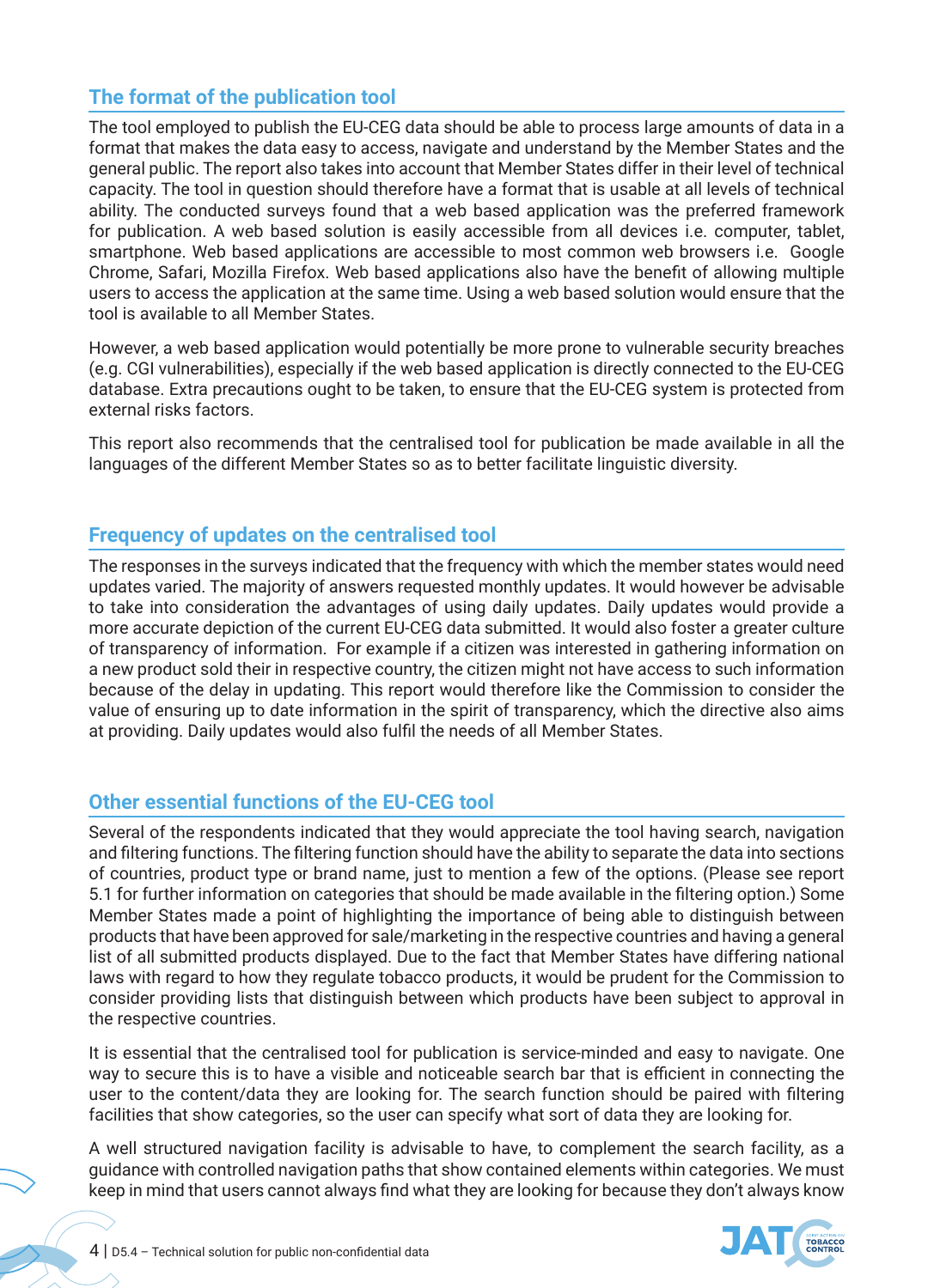## The format of the publication tool

The tool employed to publish the EU-CEG data should be able to process large amounts of data in a format that makes the data easy to access, navigate and understand by the Member States and the general public. The report also takes into account that Member States differ in their level of technical capacity. The tool in question should therefore have a format that is usable at all levels of technical ability. The conducted surveys found that a web based application was the preferred framework for publication. A web based solution is easily accessible from all devices i.e. computer, tablet, smartphone. Web based applications are accessible to most common web browsers i.e. Google Chrome, Safari, Mozilla Firefox. Web based applications also have the benefit of allowing multiple users to access the application at the same time. Using a web based solution would ensure that the tool is available to all Member States.

However, a web based application would potentially be more prone to vulnerable security breaches (e.g. CGI vulnerabilities), especially if the web based application is directly connected to the EU-CEG database. Extra precautions ought to be taken, to ensure that the EU-CEG system is protected from external risks factors.

This report also recommends that the centralised tool for publication be made available in all the languages of the different Member States so as to better facilitate linguistic diversity.

## Frequency of updates on the centralised tool

The responses in the surveys indicated that the frequency with which the member states would need updates varied. The majority of answers requested monthly updates. It would however be advisable to take into consideration the advantages of using daily updates. Daily updates would provide a more accurate depiction of the current EU-CEG data submitted. It would also foster a greater culture of transparency of information. For example if a citizen was interested in gathering information on a new product sold their in respective country, the citizen might not have access to such information because of the delay in updating. This report would therefore like the Commission to consider the value of ensuring up to date information in the spirit of transparency, which the directive also aims at providing. Daily updates would also fulfil the needs of all Member States.

## Other essential functions of the EU-CEG tool

Several of the respondents indicated that they would appreciate the tool having search, navigation and filtering functions. The filtering function should have the ability to separate the data into sections of countries, product type or brand name, just to mention a few of the options. (Please see report 5.1 for further information on categories that should be made available in the filtering option.) Some Member States made a point of highlighting the importance of being able to distinguish between products that have been approved for sale/marketing in the respective countries and having a general list of all submitted products displayed. Due to the fact that Member States have differing national laws with regard to how they regulate tobacco products, it would be prudent for the Commission to consider providing lists that distinguish between which products have been subject to approval in the respective countries.

It is essential that the centralised tool for publication is service-minded and easy to navigate. One way to secure this is to have a visible and noticeable search bar that is efficient in connecting the user to the content/data they are looking for. The search function should be paired with filtering facilities that show categories, so the user can specify what sort of data they are looking for.

A well structured navigation facility is advisable to have, to complement the search facility, as a guidance with controlled navigation paths that show contained elements within categories. We must keep in mind that users cannot always find what they are looking for because they don't always know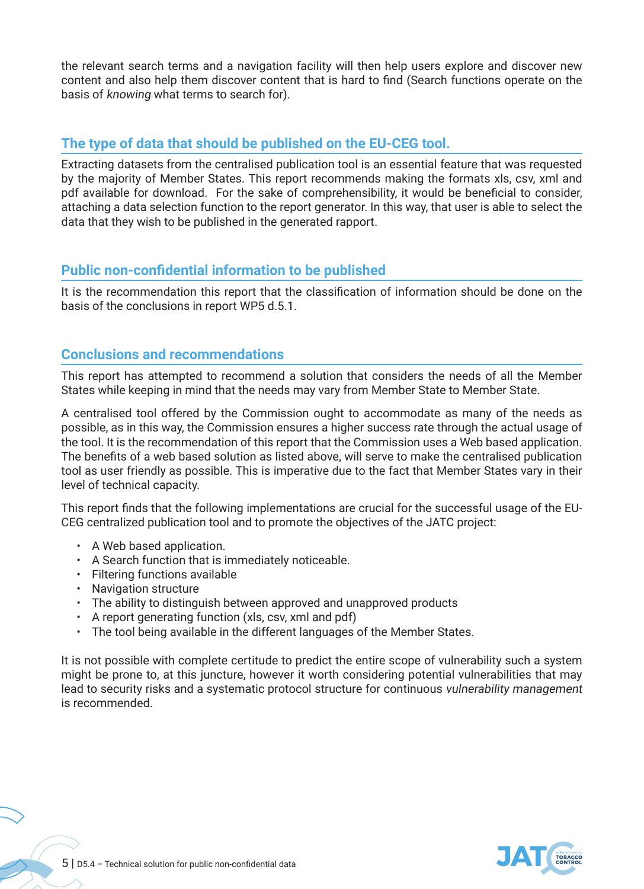the relevant search terms and a navigation facility will then help users explore and discover new content and also help them discover content that is hard to find (Search functions operate on the basis of *knowing* what terms to search for).

## The type of data that should be published on the EU-CEG tool.

Extracting datasets from the centralised publication tool is an essential feature that was requested by the majority of Member States. This report recommends making the formats xls, csv, xml and pdf available for download.  For the sake of comprehensibility, it would be beneficial to consider, attaching a data selection function to the report generator. In this way, that user is able to select the data that they wish to be published in the generated rapport.

## Public non-confidential information to be published

It is the recommendation this report that the classification of information should be done on the basis of the conclusions in report WP5 d.5.1.

## Conclusions and recommendations

This report has attempted to recommend a solution that considers the needs of all the Member States while keeping in mind that the needs may vary from Member State to Member State.

A centralised tool offered by the Commission ought to accommodate as many of the needs as possible, as in this way, the Commission ensures a higher success rate through the actual usage of the tool. It is the recommendation of this report that the Commission uses a Web based application. The benefits of a web based solution as listed above, will serve to make the centralised publication tool as user friendly as possible. This is imperative due to the fact that Member States vary in their level of technical capacity.

This report finds that the following implementations are crucial for the successful usage of the EU-CEG centralized publication tool and to promote the objectives of the JATC project:

- A Web based application.
- A Search function that is immediately noticeable.
- Filtering functions available
- Navigation structure
- The ability to distinguish between approved and unapproved products
- A report generating function (xls, csv, xml and pdf)
- The tool being available in the different languages of the Member States.

It is not possible with complete certitude to predict the entire scope of vulnerability such a system might be prone to, at this juncture, however it worth considering potential vulnerabilities that may lead to security risks and a systematic protocol structure for continuous *vulnerability management* is recommended.